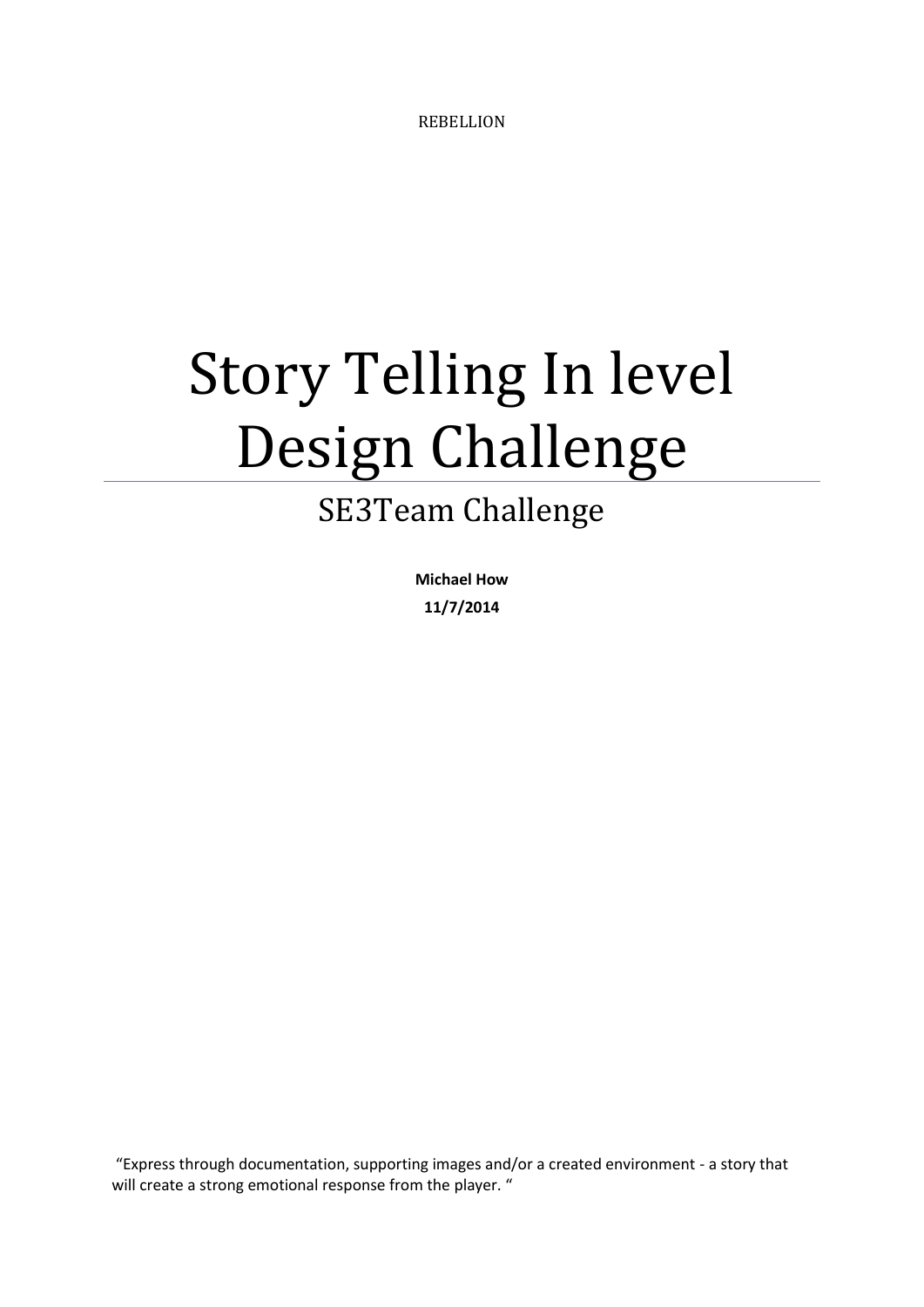REBELLION

# Story Telling In level Design Challenge

## SE3Team Challenge

**Michael How**

**11/7/2014**

"Express through documentation, supporting images and/or a created environment - a story that will create a strong emotional response from the player. "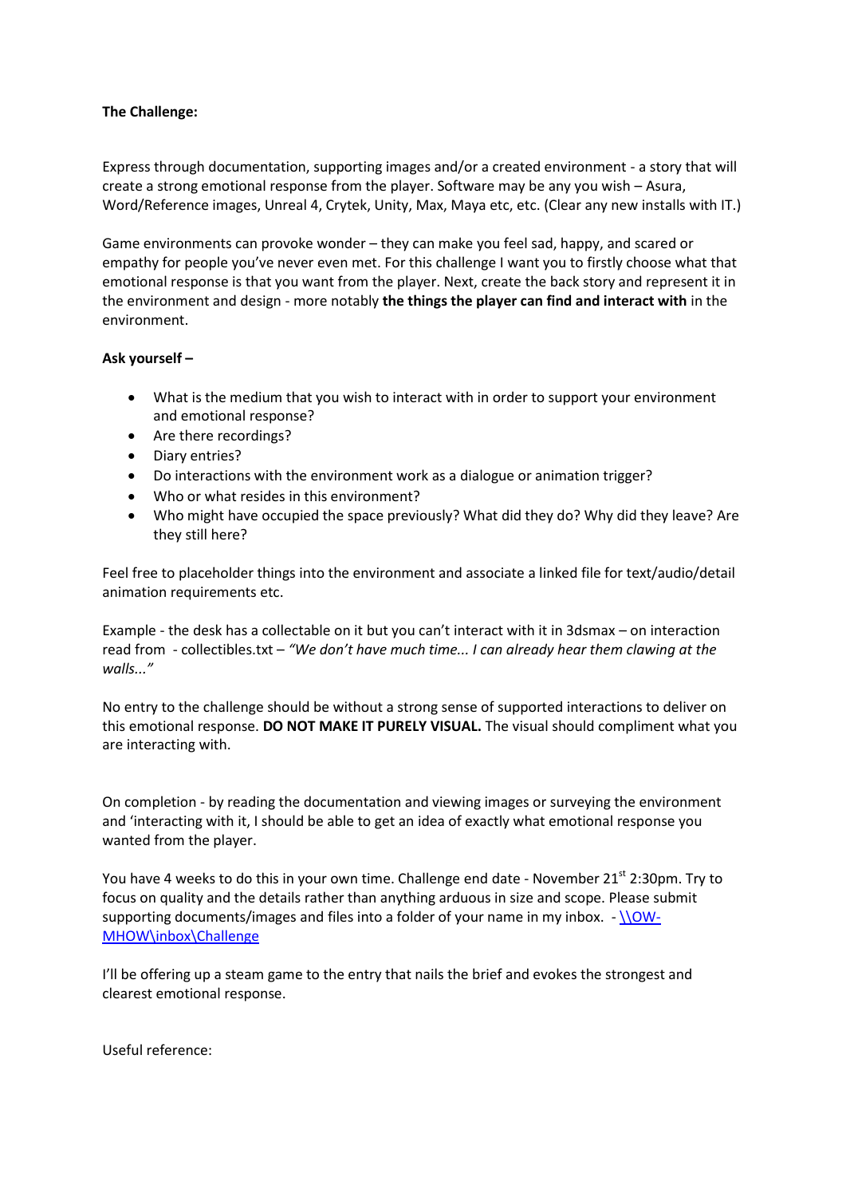**The Challenge:**

Express through documentation, supporting images and/or a created environment - a story that will create a strong emotional response from the player. Software may be any you wish – Asura, Word/Reference images, Unreal 4, Crytek, Unity, Max, Maya etc, etc. (Clear any new installs with IT.)

Game environments can provoke wonder – they can make you feel sad, happy, and scared or empathy for people you've never even met. For this challenge I want you to firstly choose what that emotional response is that you want from the player. Next, create the back story and represent it in the environment and design - more notably **the things the player can find and interact with** in the environment.

**Ask yourself –**

- What is the medium that you wish to interact with in order to support your environment and emotional response?
- Are there recordings?
- Diary entries?
- Do interactions with the environment work as a dialogue or animation trigger?
- Who or what resides in this environment?
- Who might have occupied the space previously? What did they do? Why did they leave? Are they still here?

Feel free to placeholder things into the environment and associate a linked file for text/audio/detail animation requirements etc.

Example - the desk has a collectable on it but you can't interact with it in 3dsmax – on interaction read from - collectibles.txt – *"We don't have much time... I can already hear them clawing at the walls..."*

No entry to the challenge should be without a strong sense of supported interactions to deliver on this emotional response. **DO NOT MAKE IT PURELY VISUAL.** The visual should compliment what you are interacting with.

On completion - by reading the documentation and viewing images or surveying the environment and 'interacting with it, I should be able to get an idea of exactly what emotional response you wanted from the player.

You have 4 weeks to do this in your own time. Challenge end date - November 21st 2:30pm. Try to focus on quality and the details rather than anything arduous in size and scope. Please submit supporting documents/images and files into a folder of your name in my inbox. - [\\OW-MHOW\inbox\Challenge](\\OW-MHOW\inbox\Challenge)

I'll be offering up a steam game to the entry that nails the brief and evokes the strongest and clearest emotional response.

Useful reference: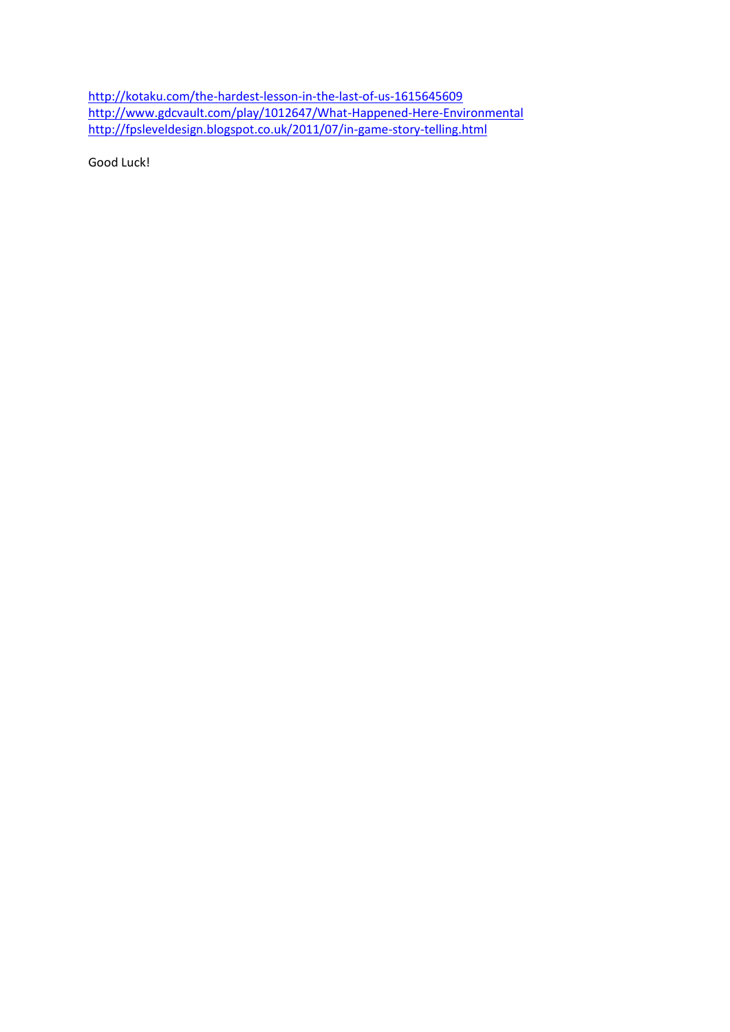http://kotaku.com/the-hardest-lesson-in-the-last-of-us-1615645609
http://www.gdcvault.com/play/1012647/What-Happened-Here-Environmental
http://fpsleveldesign.blogspot.co.uk/2011/07/in-game-story-telling.html

Good Luck!